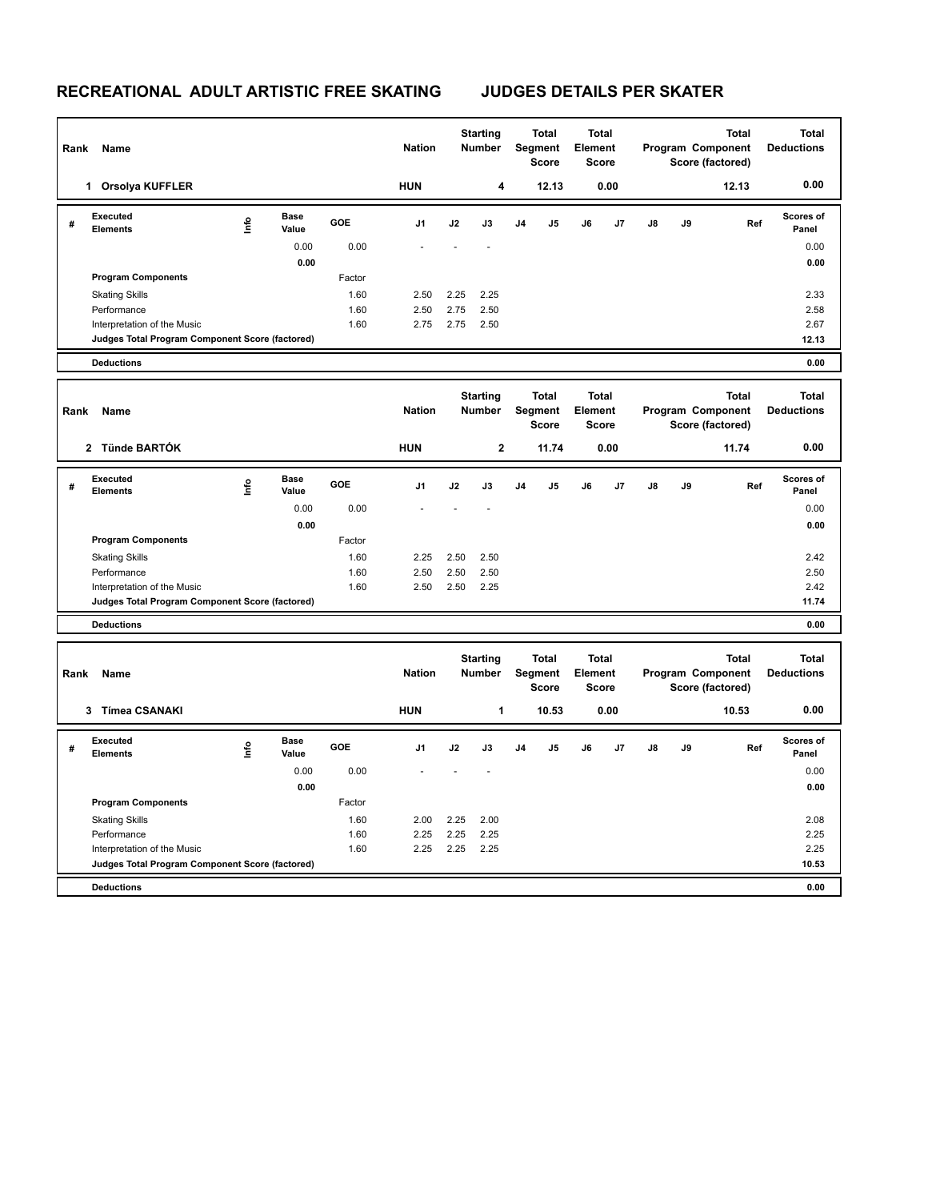# RECREATIONAL ADULT ARTISTIC FREE SKATING JUDGES DETAILS PER SKATER

| Rank | Name | Nation | Starting Number | Total Segment Score | Total Element Score | Total Program Component Score (factored) | Total Deductions |
|---|---|---|---|---|---|---|---|
| 1 | Orsolya KUFFLER | HUN | 4 | 12.13 | 0.00 | 12.13 | 0.00 |

| # | Executed Elements | Info | Base Value | GOE | J1 | J2 | J3 | J4 | J5 | J6 | J7 | J8 | J9 | Ref | Scores of Panel |
|---|---|---|---|---|---|---|---|---|---|---|---|---|---|---|---|
| | | | 0.00 | 0.00 | - | - | - | | | | | | | | 0.00 |
| | | | 0.00 | | | | | | | | | | | | 0.00 |
| | Program Components | | | Factor | | | | | | | | | | | |
| | Skating Skills | | | 1.60 | 2.50 | 2.25 | 2.25 | | | | | | | | 2.33 |
| | Performance | | | 1.60 | 2.50 | 2.75 | 2.50 | | | | | | | | 2.58 |
| | Interpretation of the Music | | | 1.60 | 2.75 | 2.75 | 2.50 | | | | | | | | 2.67 |
| | Judges Total Program Component Score (factored) | | | | | | | | | | | | | | 12.13 |
| | Deductions | | | | | | | | | | | | | | 0.00 |

| Rank | Name | Nation | Starting Number | Total Segment Score | Total Element Score | Total Program Component Score (factored) | Total Deductions |
|---|---|---|---|---|---|---|---|
| 2 | Tünde BARTÓK | HUN | 2 | 11.74 | 0.00 | 11.74 | 0.00 |

| # | Executed Elements | Info | Base Value | GOE | J1 | J2 | J3 | J4 | J5 | J6 | J7 | J8 | J9 | Ref | Scores of Panel |
|---|---|---|---|---|---|---|---|---|---|---|---|---|---|---|---|
| | | | 0.00 | 0.00 | - | - | - | | | | | | | | 0.00 |
| | | | 0.00 | | | | | | | | | | | | 0.00 |
| | Program Components | | | Factor | | | | | | | | | | | |
| | Skating Skills | | | 1.60 | 2.25 | 2.50 | 2.50 | | | | | | | | 2.42 |
| | Performance | | | 1.60 | 2.50 | 2.50 | 2.50 | | | | | | | | 2.50 |
| | Interpretation of the Music | | | 1.60 | 2.50 | 2.50 | 2.25 | | | | | | | | 2.42 |
| | Judges Total Program Component Score (factored) | | | | | | | | | | | | | | 11.74 |
| | Deductions | | | | | | | | | | | | | | 0.00 |

| Rank | Name | Nation | Starting Number | Total Segment Score | Total Element Score | Total Program Component Score (factored) | Total Deductions |
|---|---|---|---|---|---|---|---|
| 3 | Tímea CSANAKI | HUN | 1 | 10.53 | 0.00 | 10.53 | 0.00 |

| # | Executed Elements | Info | Base Value | GOE | J1 | J2 | J3 | J4 | J5 | J6 | J7 | J8 | J9 | Ref | Scores of Panel |
|---|---|---|---|---|---|---|---|---|---|---|---|---|---|---|---|
| | | | 0.00 | 0.00 | - | - | - | | | | | | | | 0.00 |
| | | | 0.00 | | | | | | | | | | | | 0.00 |
| | Program Components | | | Factor | | | | | | | | | | | |
| | Skating Skills | | | 1.60 | 2.00 | 2.25 | 2.00 | | | | | | | | 2.08 |
| | Performance | | | 1.60 | 2.25 | 2.25 | 2.25 | | | | | | | | 2.25 |
| | Interpretation of the Music | | | 1.60 | 2.25 | 2.25 | 2.25 | | | | | | | | 2.25 |
| | Judges Total Program Component Score (factored) | | | | | | | | | | | | | | 10.53 |
| | Deductions | | | | | | | | | | | | | | 0.00 |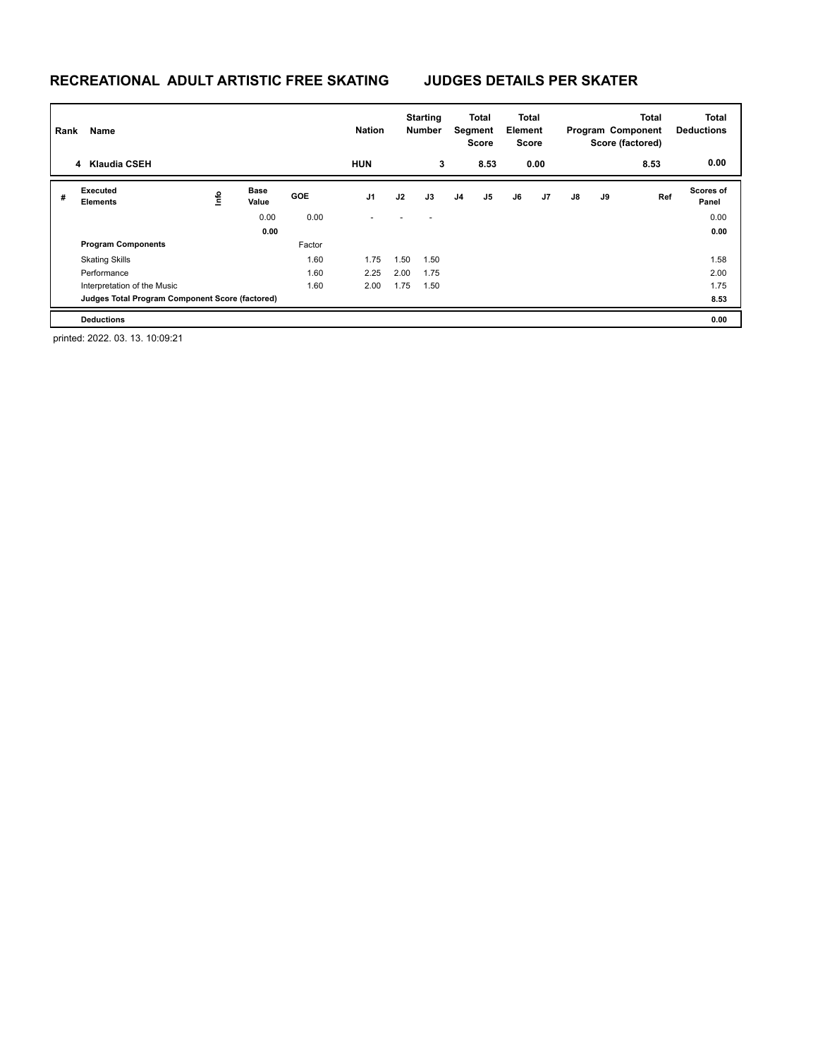# RECREATIONAL ADULT ARTISTIC FREE SKATING JUDGES DETAILS PER SKATER

| Rank | Name | Nation | Starting Number | Total Segment Score | Total Element Score | Total Program Component Score (factored) | Total Deductions |
|---|---|---|---|---|---|---|---|
| 4 | Klaudia CSEH | HUN | 3 | 8.53 | 0.00 | 8.53 | 0.00 |

| # | Executed Elements | Info | Base Value | GOE | J1 | J2 | J3 | J4 | J5 | J6 | J7 | J8 | J9 | Ref | Scores of Panel |
|---|---|---|---|---|---|---|---|---|---|---|---|---|---|---|---|
| | | | 0.00 | 0.00 | - | - | - | | | | | | | | 0.00 |
| | | | 0.00 | | | | | | | | | | | | 0.00 |
| | **Program Components** | | | Factor | | | | | | | | | | | |
| | Skating Skills | | | 1.60 | 1.75 | 1.50 | 1.50 | | | | | | | | 1.58 |
| | Performance | | | 1.60 | 2.25 | 2.00 | 1.75 | | | | | | | | 2.00 |
| | Interpretation of the Music | | | 1.60 | 2.00 | 1.75 | 1.50 | | | | | | | | 1.75 |
| | **Judges Total Program Component Score (factored)** | | | | | | | | | | | | | | 8.53 |
| | **Deductions** | | | | | | | | | | | | | | 0.00 |

printed: 2022. 03. 13. 10:09:21